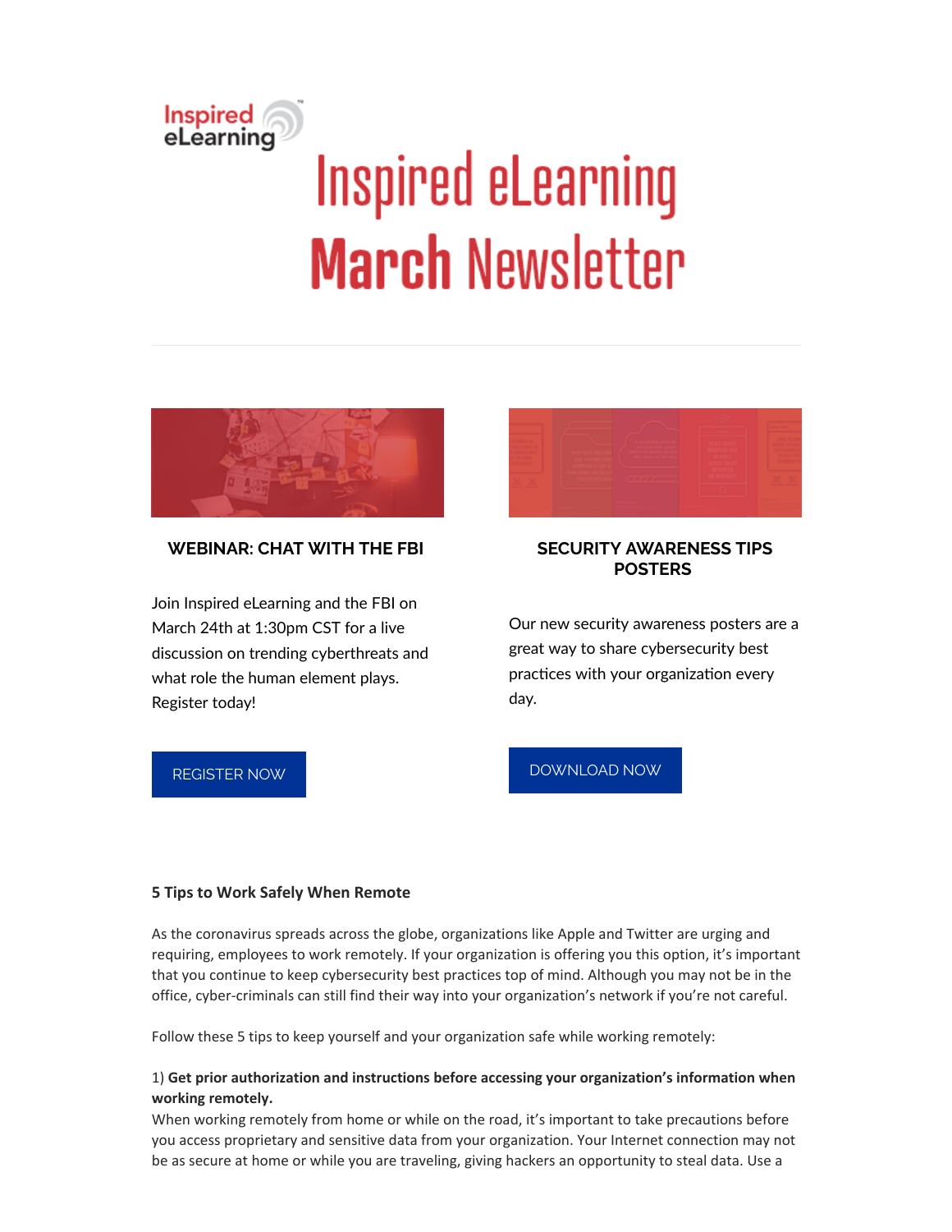# Inspired eLearning March Newsletter

## WEBINAR: CHAT WITH THE FBI

Join Inspired eLearning and the FBI on March 24th at 1:30pm CST for a live discussion on trending cyberthreats and what role the human element plays. Register today!

REGISTER NOW

## SECURITY AWARENESS TIPS POSTERS

Our new security awareness posters are a great way to share cybersecurity best practices with your organization every day.

DOWNLOAD NOW

### 5 Tips to Work Safely When Remote

As the coronavirus spreads across the globe, organizations like Apple and Twitter are urging and requiring, employees to work remotely. If your organization is offering you this option, it's important that you continue to keep cybersecurity best practices top of mind. Although you may not be in the office, cyber-criminals can still find their way into your organization's network if you're not careful.

Follow these 5 tips to keep yourself and your organization safe while working remotely:

1) **Get prior authorization and instructions before accessing your organization's information when working remotely.**
When working remotely from home or while on the road, it's important to take precautions before you access proprietary and sensitive data from your organization. Your Internet connection may not be as secure at home or while you are traveling, giving hackers an opportunity to steal data. Use a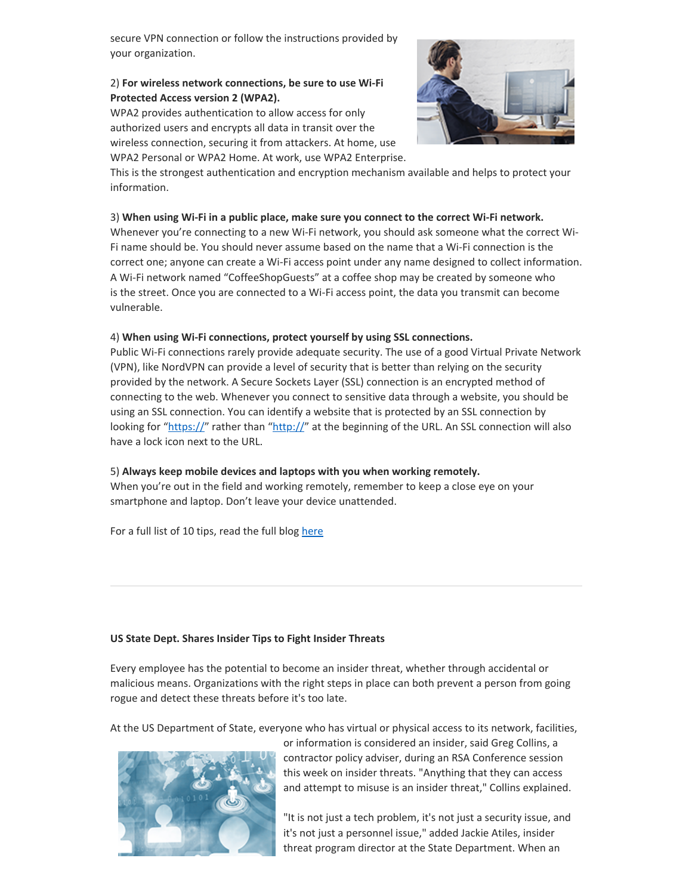secure VPN connection or follow the instructions provided by your organization.

2) **For wireless network connections, be sure to use Wi-Fi Protected Access version 2 (WPA2).**
WPA2 provides authentication to allow access for only authorized users and encrypts all data in transit over the wireless connection, securing it from attackers. At home, use WPA2 Personal or WPA2 Home. At work, use WPA2 Enterprise. This is the strongest authentication and encryption mechanism available and helps to protect your information.

3) **When using Wi-Fi in a public place, make sure you connect to the correct Wi-Fi network.**
Whenever you're connecting to a new Wi-Fi network, you should ask someone what the correct Wi-Fi name should be. You should never assume based on the name that a Wi-Fi connection is the correct one; anyone can create a Wi-Fi access point under any name designed to collect information. A Wi-Fi network named "CoffeeShopGuests" at a coffee shop may be created by someone who is the street. Once you are connected to a Wi-Fi access point, the data you transmit can become vulnerable.

4) **When using Wi-Fi connections, protect yourself by using SSL connections.**
Public Wi-Fi connections rarely provide adequate security. The use of a good Virtual Private Network (VPN), like NordVPN can provide a level of security that is better than relying on the security provided by the network. A Secure Sockets Layer (SSL) connection is an encrypted method of connecting to the web. Whenever you connect to sensitive data through a website, you should be using an SSL connection. You can identify a website that is protected by an SSL connection by looking for "https://" rather than "http://" at the beginning of the URL. An SSL connection will also have a lock icon next to the URL.

5) **Always keep mobile devices and laptops with you when working remotely.**
When you're out in the field and working remotely, remember to keep a close eye on your smartphone and laptop. Don't leave your device unattended.

For a full list of 10 tips, read the full blog here

---

**US State Dept. Shares Insider Tips to Fight Insider Threats**

Every employee has the potential to become an insider threat, whether through accidental or malicious means. Organizations with the right steps in place can both prevent a person from going rogue and detect these threats before it's too late.

At the US Department of State, everyone who has virtual or physical access to its network, facilities, or information is considered an insider, said Greg Collins, a contractor policy adviser, during an RSA Conference session this week on insider threats. "Anything that they can access and attempt to misuse is an insider threat," Collins explained.

"It is not just a tech problem, it's not just a security issue, and it's not just a personnel issue," added Jackie Atiles, insider threat program director at the State Department. When an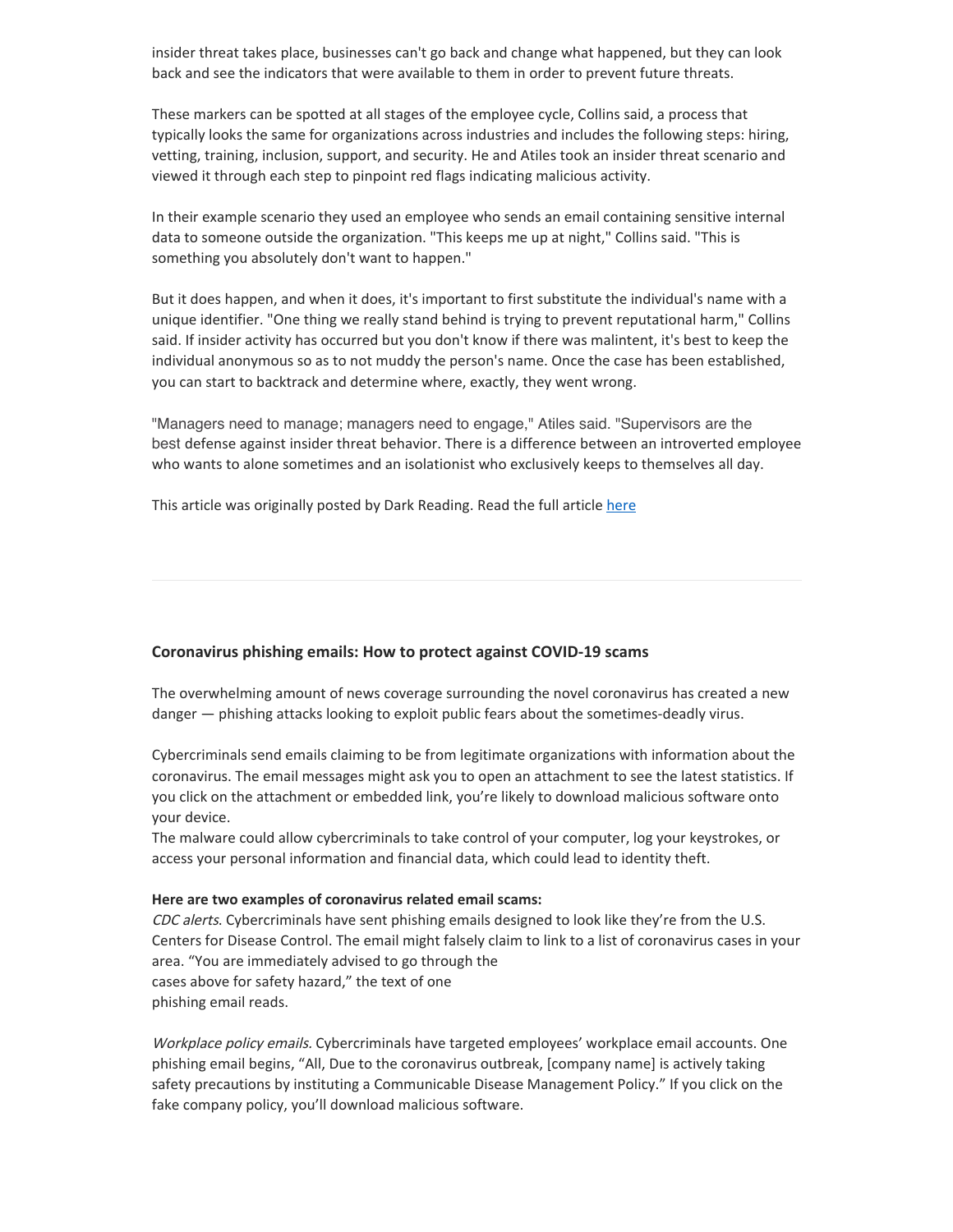insider threat takes place, businesses can't go back and change what happened, but they can look back and see the indicators that were available to them in order to prevent future threats.

These markers can be spotted at all stages of the employee cycle, Collins said, a process that typically looks the same for organizations across industries and includes the following steps: hiring, vetting, training, inclusion, support, and security. He and Atiles took an insider threat scenario and viewed it through each step to pinpoint red flags indicating malicious activity.

In their example scenario they used an employee who sends an email containing sensitive internal data to someone outside the organization. "This keeps me up at night," Collins said. "This is something you absolutely don't want to happen."

But it does happen, and when it does, it's important to first substitute the individual's name with a unique identifier. "One thing we really stand behind is trying to prevent reputational harm," Collins said. If insider activity has occurred but you don't know if there was malintent, it's best to keep the individual anonymous so as to not muddy the person's name. Once the case has been established, you can start to backtrack and determine where, exactly, they went wrong.

"Managers need to manage; managers need to engage," Atiles said. "Supervisors are the best defense against insider threat behavior. There is a difference between an introverted employee who wants to alone sometimes and an isolationist who exclusively keeps to themselves all day.

This article was originally posted by Dark Reading. Read the full article here

---

### Coronavirus phishing emails: How to protect against COVID-19 scams

The overwhelming amount of news coverage surrounding the novel coronavirus has created a new danger — phishing attacks looking to exploit public fears about the sometimes-deadly virus.

Cybercriminals send emails claiming to be from legitimate organizations with information about the coronavirus. The email messages might ask you to open an attachment to see the latest statistics. If you click on the attachment or embedded link, you're likely to download malicious software onto your device.

The malware could allow cybercriminals to take control of your computer, log your keystrokes, or access your personal information and financial data, which could lead to identity theft.

**Here are two examples of coronavirus related email scams:**

*CDC alerts.* Cybercriminals have sent phishing emails designed to look like they're from the U.S. Centers for Disease Control. The email might falsely claim to link to a list of coronavirus cases in your area. "You are immediately advised to go through the cases above for safety hazard," the text of one phishing email reads.

*Workplace policy emails.* Cybercriminals have targeted employees' workplace email accounts. One phishing email begins, "All, Due to the coronavirus outbreak, [company name] is actively taking safety precautions by instituting a Communicable Disease Management Policy." If you click on the fake company policy, you'll download malicious software.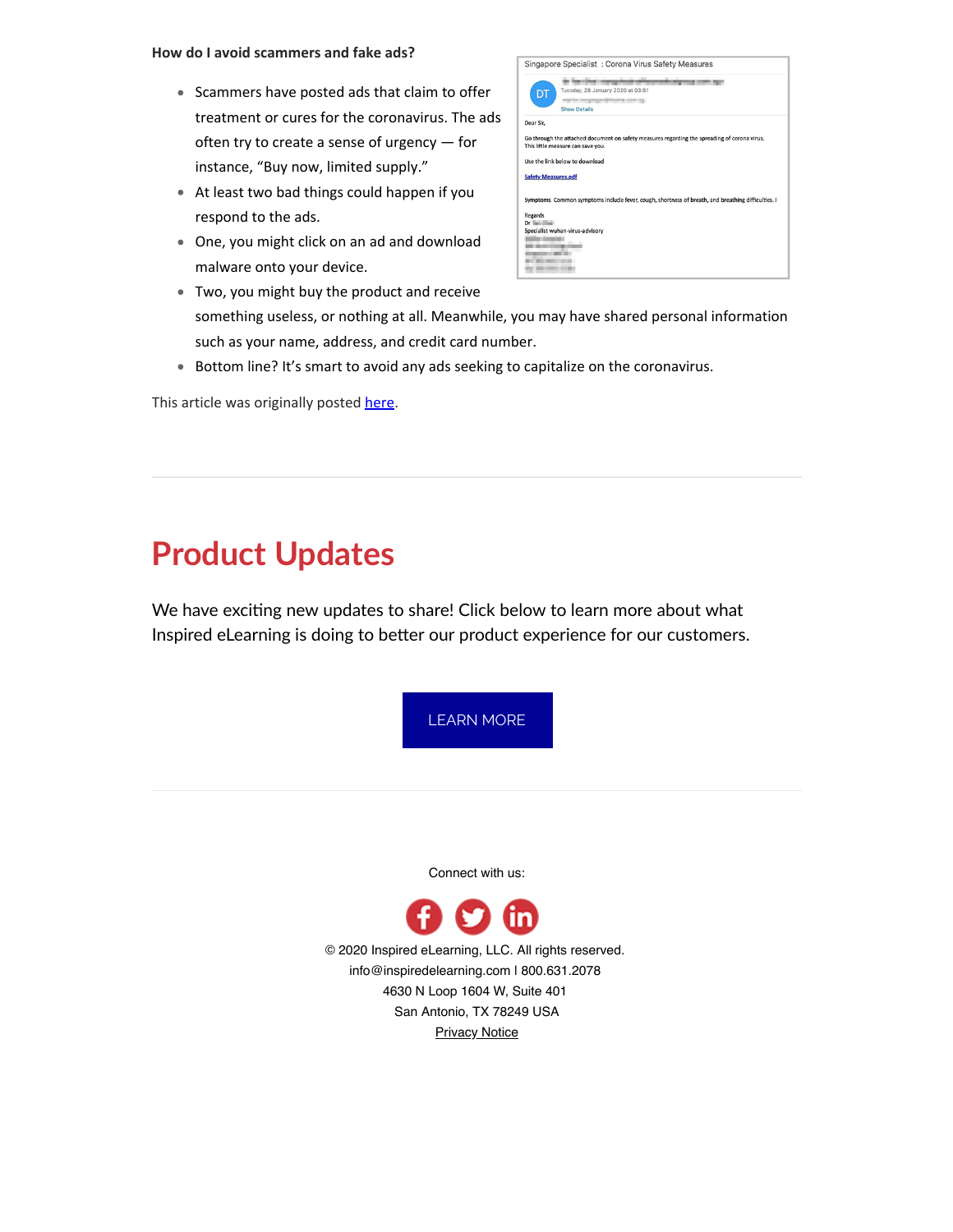**How do I avoid scammers and fake ads?**

- Scammers have posted ads that claim to offer treatment or cures for the coronavirus. The ads often try to create a sense of urgency — for instance, "Buy now, limited supply."
- At least two bad things could happen if you respond to the ads.
- One, you might click on an ad and download malware onto your device.
- Two, you might buy the product and receive something useless, or nothing at all. Meanwhile, you may have shared personal information such as your name, address, and credit card number.
- Bottom line? It's smart to avoid any ads seeking to capitalize on the coronavirus.

This article was originally posted here.

---

# Product Updates

We have exciting new updates to share! Click below to learn more about what Inspired eLearning is doing to better our product experience for our customers.

LEARN MORE

---

Connect with us:

© 2020 Inspired eLearning, LLC. All rights reserved.
info@inspiredelearning.com l 800.631.2078
4630 N Loop 1604 W, Suite 401
San Antonio, TX 78249 USA
Privacy Notice